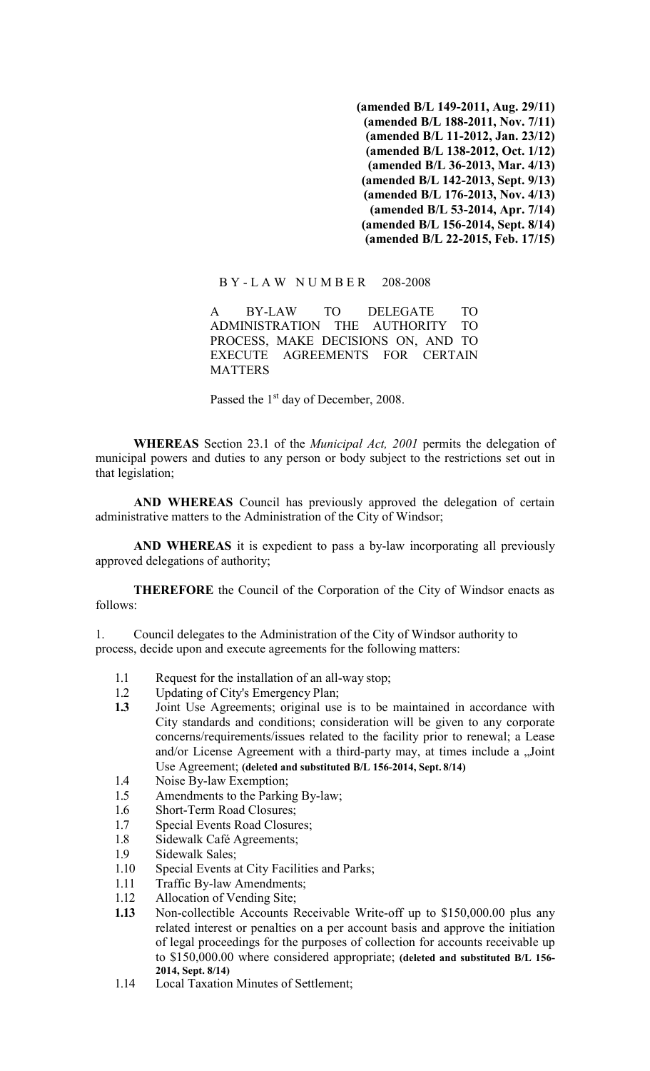**(amended B/L 149-2011, Aug. 29/11)**
**(amended B/L 188-2011, Nov. 7/11)**
**(amended B/L 11-2012, Jan. 23/12)**
**(amended B/L 138-2012, Oct. 1/12)**
**(amended B/L 36-2013, Mar. 4/13)**
**(amended B/L 142-2013, Sept. 9/13)**
**(amended B/L 176-2013, Nov. 4/13)**
**(amended B/L 53-2014, Apr. 7/14)**
**(amended B/L 156-2014, Sept. 8/14)**
**(amended B/L 22-2015, Feb. 17/15)**

B Y - L A W N U M B E R 208-2008

A BY-LAW TO DELEGATE TO ADMINISTRATION THE AUTHORITY TO PROCESS, MAKE DECISIONS ON, AND TO EXECUTE AGREEMENTS FOR CERTAIN MATTERS

Passed the 1st day of December, 2008.

**WHEREAS** Section 23.1 of the *Municipal Act, 2001* permits the delegation of municipal powers and duties to any person or body subject to the restrictions set out in that legislation;

**AND WHEREAS** Council has previously approved the delegation of certain administrative matters to the Administration of the City of Windsor;

**AND WHEREAS** it is expedient to pass a by-law incorporating all previously approved delegations of authority;

**THEREFORE** the Council of the Corporation of the City of Windsor enacts as follows:

1. Council delegates to the Administration of the City of Windsor authority to process, decide upon and execute agreements for the following matters:

- 1.1 Request for the installation of an all-way stop;
- 1.2 Updating of City's Emergency Plan;
- **1.3** Joint Use Agreements; original use is to be maintained in accordance with City standards and conditions; consideration will be given to any corporate concerns/requirements/issues related to the facility prior to renewal; a Lease and/or License Agreement with a third-party may, at times include a „Joint Use Agreement; **(deleted and substituted B/L 156-2014, Sept. 8/14)**
- 1.4 Noise By-law Exemption;
- 1.5 Amendments to the Parking By-law;
- 1.6 Short-Term Road Closures;
- 1.7 Special Events Road Closures;
- 1.8 Sidewalk Café Agreements;
- 1.9 Sidewalk Sales;
- 1.10 Special Events at City Facilities and Parks;
- 1.11 Traffic By-law Amendments;
- 1.12 Allocation of Vending Site;
- **1.13** Non-collectible Accounts Receivable Write-off up to $150,000.00 plus any related interest or penalties on a per account basis and approve the initiation of legal proceedings for the purposes of collection for accounts receivable up to $150,000.00 where considered appropriate; **(deleted and substituted B/L 156-2014, Sept. 8/14)**
- 1.14 Local Taxation Minutes of Settlement;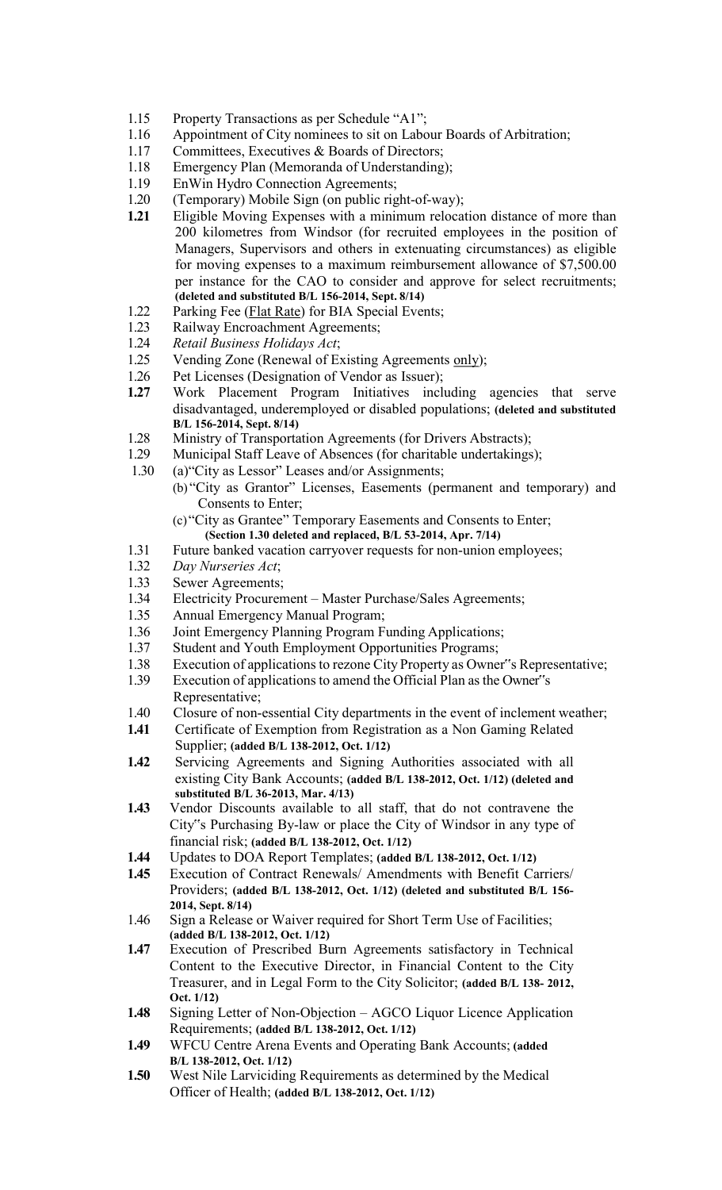1.15 Property Transactions as per Schedule "A1";

1.16 Appointment of City nominees to sit on Labour Boards of Arbitration;

1.17 Committees, Executives & Boards of Directors;

1.18 Emergency Plan (Memoranda of Understanding);

1.19 EnWin Hydro Connection Agreements;

1.20 (Temporary) Mobile Sign (on public right-of-way);

**1.21** Eligible Moving Expenses with a minimum relocation distance of more than 200 kilometres from Windsor (for recruited employees in the position of Managers, Supervisors and others in extenuating circumstances) as eligible for moving expenses to a maximum reimbursement allowance of $7,500.00 per instance for the CAO to consider and approve for select recruitments; **(deleted and substituted B/L 156-2014, Sept. 8/14)**

1.22 Parking Fee (Flat Rate) for BIA Special Events;

1.23 Railway Encroachment Agreements;

1.24 *Retail Business Holidays Act*;

1.25 Vending Zone (Renewal of Existing Agreements only);

1.26 Pet Licenses (Designation of Vendor as Issuer);

**1.27** Work Placement Program Initiatives including agencies that serve disadvantaged, underemployed or disabled populations; **(deleted and substituted B/L 156-2014, Sept. 8/14)**

1.28 Ministry of Transportation Agreements (for Drivers Abstracts);

1.29 Municipal Staff Leave of Absences (for charitable undertakings);

1.30 (a) "City as Lessor" Leases and/or Assignments;
(b) "City as Grantor" Licenses, Easements (permanent and temporary) and Consents to Enter;
(c) "City as Grantee" Temporary Easements and Consents to Enter;
**(Section 1.30 deleted and replaced, B/L 53-2014, Apr. 7/14)**

1.31 Future banked vacation carryover requests for non-union employees;

1.32 *Day Nurseries Act*;

1.33 Sewer Agreements;

1.34 Electricity Procurement – Master Purchase/Sales Agreements;

1.35 Annual Emergency Manual Program;

1.36 Joint Emergency Planning Program Funding Applications;

1.37 Student and Youth Employment Opportunities Programs;

1.38 Execution of applications to rezone City Property as Owner"s Representative;

1.39 Execution of applications to amend the Official Plan as the Owner"s Representative;

1.40 Closure of non-essential City departments in the event of inclement weather;

**1.41** Certificate of Exemption from Registration as a Non Gaming Related Supplier; **(added B/L 138-2012, Oct. 1/12)**

**1.42** Servicing Agreements and Signing Authorities associated with all existing City Bank Accounts; **(added B/L 138-2012, Oct. 1/12) (deleted and substituted B/L 36-2013, Mar. 4/13)**

**1.43** Vendor Discounts available to all staff, that do not contravene the City"s Purchasing By-law or place the City of Windsor in any type of financial risk; **(added B/L 138-2012, Oct. 1/12)**

**1.44** Updates to DOA Report Templates; **(added B/L 138-2012, Oct. 1/12)**

**1.45** Execution of Contract Renewals/ Amendments with Benefit Carriers/ Providers; **(added B/L 138-2012, Oct. 1/12) (deleted and substituted B/L 156-2014, Sept. 8/14)**

1.46 Sign a Release or Waiver required for Short Term Use of Facilities; **(added B/L 138-2012, Oct. 1/12)**

**1.47** Execution of Prescribed Burn Agreements satisfactory in Technical Content to the Executive Director, in Financial Content to the City Treasurer, and in Legal Form to the City Solicitor; **(added B/L 138- 2012, Oct. 1/12)**

**1.48** Signing Letter of Non-Objection – AGCO Liquor Licence Application Requirements; **(added B/L 138-2012, Oct. 1/12)**

**1.49** WFCU Centre Arena Events and Operating Bank Accounts; **(added B/L 138-2012, Oct. 1/12)**

**1.50** West Nile Larviciding Requirements as determined by the Medical Officer of Health; **(added B/L 138-2012, Oct. 1/12)**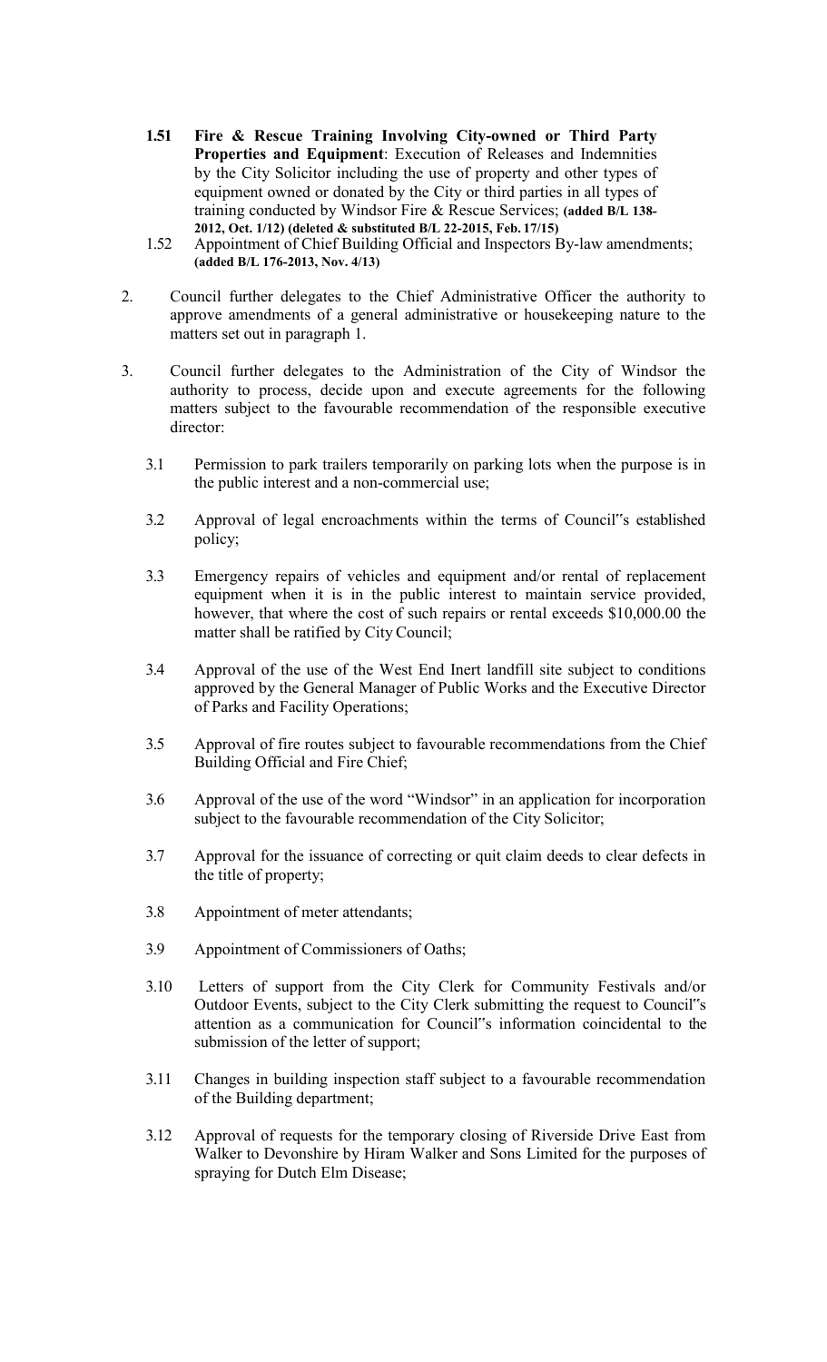**1.51 Fire & Rescue Training Involving City-owned or Third Party Properties and Equipment**: Execution of Releases and Indemnities by the City Solicitor including the use of property and other types of equipment owned or donated by the City or third parties in all types of training conducted by Windsor Fire & Rescue Services; **(added B/L 138-2012, Oct. 1/12) (deleted & substituted B/L 22-2015, Feb. 17/15)**

1.52 Appointment of Chief Building Official and Inspectors By-law amendments; **(added B/L 176-2013, Nov. 4/13)**

2. Council further delegates to the Chief Administrative Officer the authority to approve amendments of a general administrative or housekeeping nature to the matters set out in paragraph 1.

3. Council further delegates to the Administration of the City of Windsor the authority to process, decide upon and execute agreements for the following matters subject to the favourable recommendation of the responsible executive director:

   3.1 Permission to park trailers temporarily on parking lots when the purpose is in the public interest and a non-commercial use;

   3.2 Approval of legal encroachments within the terms of Council"s established policy;

   3.3 Emergency repairs of vehicles and equipment and/or rental of replacement equipment when it is in the public interest to maintain service provided, however, that where the cost of such repairs or rental exceeds $10,000.00 the matter shall be ratified by City Council;

   3.4 Approval of the use of the West End Inert landfill site subject to conditions approved by the General Manager of Public Works and the Executive Director of Parks and Facility Operations;

   3.5 Approval of fire routes subject to favourable recommendations from the Chief Building Official and Fire Chief;

   3.6 Approval of the use of the word "Windsor" in an application for incorporation subject to the favourable recommendation of the City Solicitor;

   3.7 Approval for the issuance of correcting or quit claim deeds to clear defects in the title of property;

   3.8 Appointment of meter attendants;

   3.9 Appointment of Commissioners of Oaths;

   3.10 Letters of support from the City Clerk for Community Festivals and/or Outdoor Events, subject to the City Clerk submitting the request to Council"s attention as a communication for Council"s information coincidental to the submission of the letter of support;

   3.11 Changes in building inspection staff subject to a favourable recommendation of the Building department;

   3.12 Approval of requests for the temporary closing of Riverside Drive East from Walker to Devonshire by Hiram Walker and Sons Limited for the purposes of spraying for Dutch Elm Disease;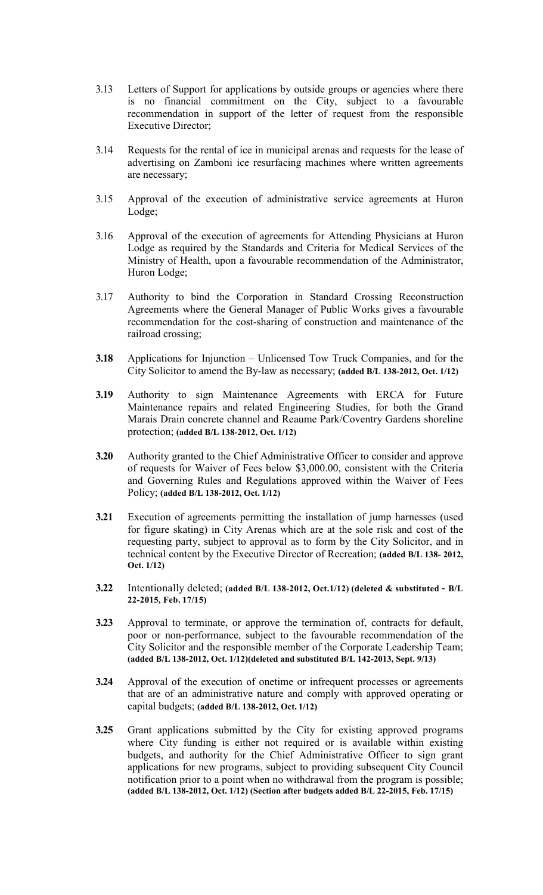3.13 Letters of Support for applications by outside groups or agencies where there is no financial commitment on the City, subject to a favourable recommendation in support of the letter of request from the responsible Executive Director;

3.14 Requests for the rental of ice in municipal arenas and requests for the lease of advertising on Zamboni ice resurfacing machines where written agreements are necessary;

3.15 Approval of the execution of administrative service agreements at Huron Lodge;

3.16 Approval of the execution of agreements for Attending Physicians at Huron Lodge as required by the Standards and Criteria for Medical Services of the Ministry of Health, upon a favourable recommendation of the Administrator, Huron Lodge;

3.17 Authority to bind the Corporation in Standard Crossing Reconstruction Agreements where the General Manager of Public Works gives a favourable recommendation for the cost-sharing of construction and maintenance of the railroad crossing;

**3.18** Applications for Injunction – Unlicensed Tow Truck Companies, and for the City Solicitor to amend the By-law as necessary; **(added B/L 138-2012, Oct. 1/12)**

**3.19** Authority to sign Maintenance Agreements with ERCA for Future Maintenance repairs and related Engineering Studies, for both the Grand Marais Drain concrete channel and Reaume Park/Coventry Gardens shoreline protection; **(added B/L 138-2012, Oct. 1/12)**

**3.20** Authority granted to the Chief Administrative Officer to consider and approve of requests for Waiver of Fees below $3,000.00, consistent with the Criteria and Governing Rules and Regulations approved within the Waiver of Fees Policy; **(added B/L 138-2012, Oct. 1/12)**

**3.21** Execution of agreements permitting the installation of jump harnesses (used for figure skating) in City Arenas which are at the sole risk and cost of the requesting party, subject to approval as to form by the City Solicitor, and in technical content by the Executive Director of Recreation; **(added B/L 138- 2012, Oct. 1/12)**

**3.22** Intentionally deleted; **(added B/L 138-2012, Oct.1/12) (deleted & substituted - B/L 22-2015, Feb. 17/15)**

**3.23** Approval to terminate, or approve the termination of, contracts for default, poor or non-performance, subject to the favourable recommendation of the City Solicitor and the responsible member of the Corporate Leadership Team; **(added B/L 138-2012, Oct. 1/12)(deleted and substituted B/L 142-2013, Sept. 9/13)**

**3.24** Approval of the execution of onetime or infrequent processes or agreements that are of an administrative nature and comply with approved operating or capital budgets; **(added B/L 138-2012, Oct. 1/12)**

**3.25** Grant applications submitted by the City for existing approved programs where City funding is either not required or is available within existing budgets, and authority for the Chief Administrative Officer to sign grant applications for new programs, subject to providing subsequent City Council notification prior to a point when no withdrawal from the program is possible; **(added B/L 138-2012, Oct. 1/12) (Section after budgets added B/L 22-2015, Feb. 17/15)**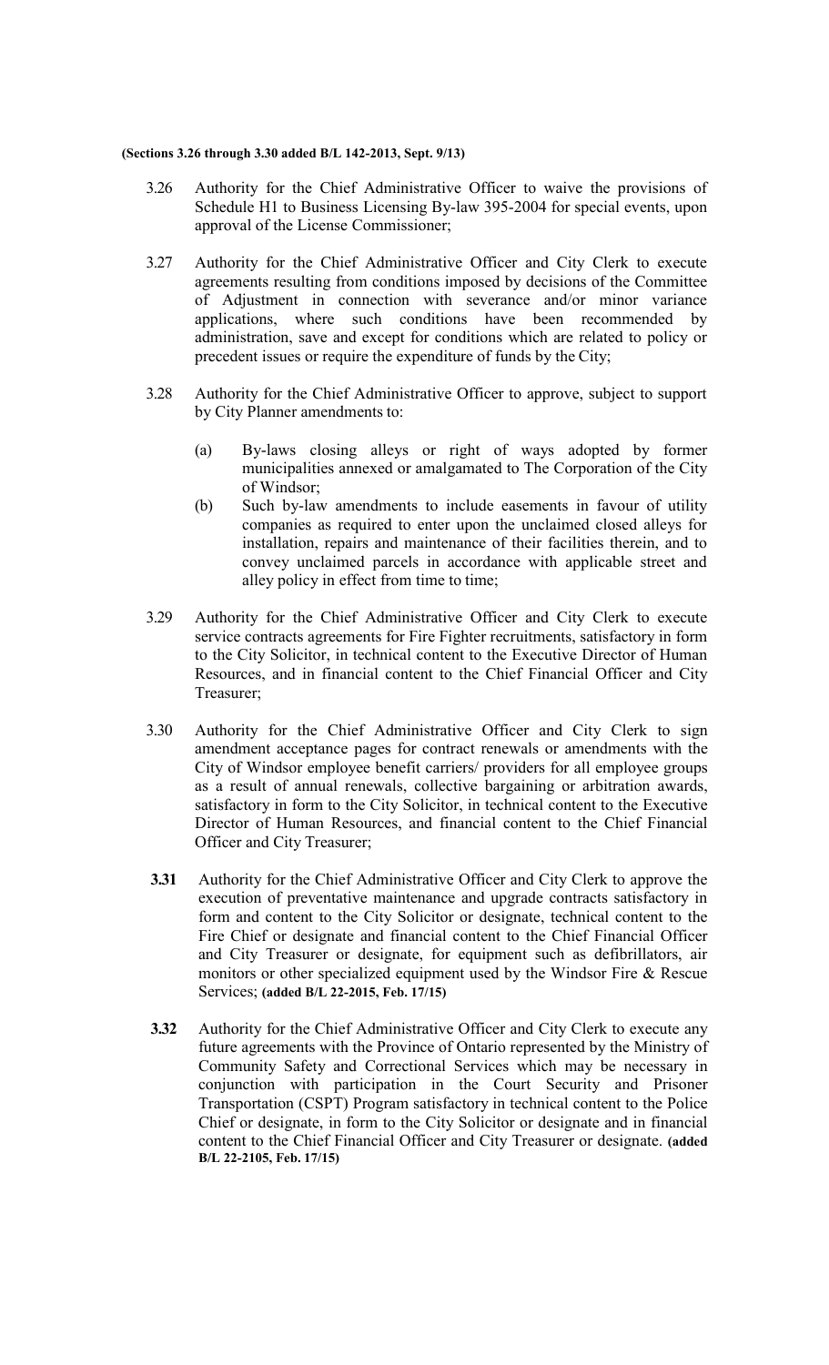**(Sections 3.26 through 3.30 added B/L 142-2013, Sept. 9/13)**

3.26 Authority for the Chief Administrative Officer to waive the provisions of Schedule H1 to Business Licensing By-law 395-2004 for special events, upon approval of the License Commissioner;

3.27 Authority for the Chief Administrative Officer and City Clerk to execute agreements resulting from conditions imposed by decisions of the Committee of Adjustment in connection with severance and/or minor variance applications, where such conditions have been recommended by administration, save and except for conditions which are related to policy or precedent issues or require the expenditure of funds by the City;

3.28 Authority for the Chief Administrative Officer to approve, subject to support by City Planner amendments to:

- (a) By-laws closing alleys or right of ways adopted by former municipalities annexed or amalgamated to The Corporation of the City of Windsor;
- (b) Such by-law amendments to include easements in favour of utility companies as required to enter upon the unclaimed closed alleys for installation, repairs and maintenance of their facilities therein, and to convey unclaimed parcels in accordance with applicable street and alley policy in effect from time to time;

3.29 Authority for the Chief Administrative Officer and City Clerk to execute service contracts agreements for Fire Fighter recruitments, satisfactory in form to the City Solicitor, in technical content to the Executive Director of Human Resources, and in financial content to the Chief Financial Officer and City Treasurer;

3.30 Authority for the Chief Administrative Officer and City Clerk to sign amendment acceptance pages for contract renewals or amendments with the City of Windsor employee benefit carriers/ providers for all employee groups as a result of annual renewals, collective bargaining or arbitration awards, satisfactory in form to the City Solicitor, in technical content to the Executive Director of Human Resources, and financial content to the Chief Financial Officer and City Treasurer;

**3.31** Authority for the Chief Administrative Officer and City Clerk to approve the execution of preventative maintenance and upgrade contracts satisfactory in form and content to the City Solicitor or designate, technical content to the Fire Chief or designate and financial content to the Chief Financial Officer and City Treasurer or designate, for equipment such as defibrillators, air monitors or other specialized equipment used by the Windsor Fire & Rescue Services; **(added B/L 22-2015, Feb. 17/15)**

**3.32** Authority for the Chief Administrative Officer and City Clerk to execute any future agreements with the Province of Ontario represented by the Ministry of Community Safety and Correctional Services which may be necessary in conjunction with participation in the Court Security and Prisoner Transportation (CSPT) Program satisfactory in technical content to the Police Chief or designate, in form to the City Solicitor or designate and in financial content to the Chief Financial Officer and City Treasurer or designate. **(added B/L 22-2105, Feb. 17/15)**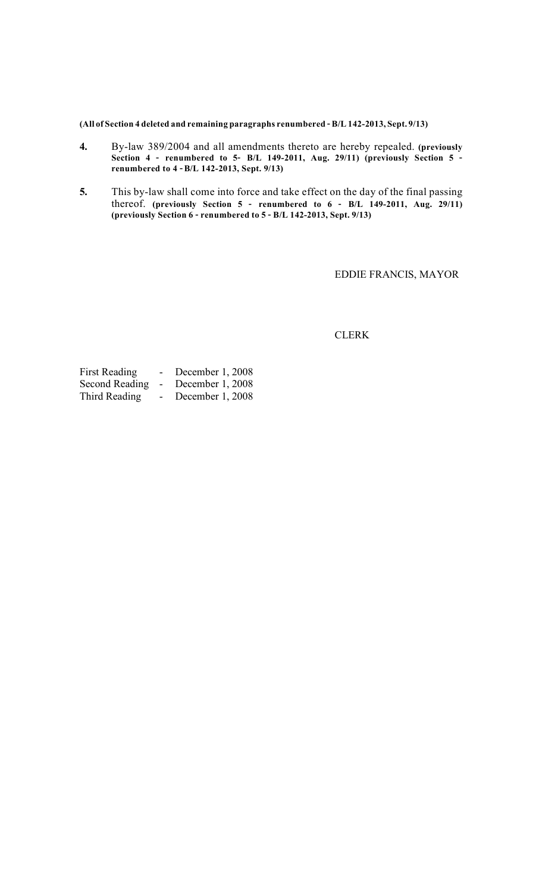**(All of Section 4 deleted and remaining paragraphs renumbered - B/L 142-2013, Sept. 9/13)**

**4.** By-law 389/2004 and all amendments thereto are hereby repealed. **(previously Section 4 - renumbered to 5- B/L 149-2011, Aug. 29/11) (previously Section 5 - renumbered to 4 - B/L 142-2013, Sept. 9/13)**

**5.** This by-law shall come into force and take effect on the day of the final passing thereof. **(previously Section 5 - renumbered to 6 - B/L 149-2011, Aug. 29/11) (previously Section 6 - renumbered to 5 - B/L 142-2013, Sept. 9/13)**

EDDIE FRANCIS, MAYOR

CLERK

First Reading - December 1, 2008
Second Reading - December 1, 2008
Third Reading - December 1, 2008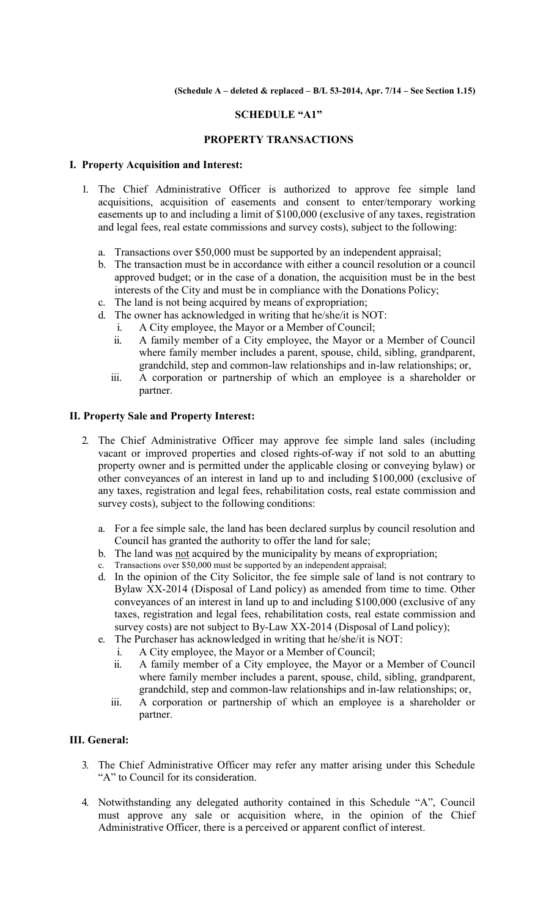**(Schedule A – deleted & replaced – B/L 53-2014, Apr. 7/14 – See Section 1.15)**

## SCHEDULE "A1"

## PROPERTY TRANSACTIONS

### I. Property Acquisition and Interest:

1. The Chief Administrative Officer is authorized to approve fee simple land acquisitions, acquisition of easements and consent to enter/temporary working easements up to and including a limit of $100,000 (exclusive of any taxes, registration and legal fees, real estate commissions and survey costs), subject to the following:

   a. Transactions over $50,000 must be supported by an independent appraisal;
   
   b. The transaction must be in accordance with either a council resolution or a council approved budget; or in the case of a donation, the acquisition must be in the best interests of the City and must be in compliance with the Donations Policy;
   
   c. The land is not being acquired by means of expropriation;
   
   d. The owner has acknowledged in writing that he/she/it is NOT:
      
      i. A City employee, the Mayor or a Member of Council;
      
      ii. A family member of a City employee, the Mayor or a Member of Council where family member includes a parent, spouse, child, sibling, grandparent, grandchild, step and common-law relationships and in-law relationships; or,
      
      iii. A corporation or partnership of which an employee is a shareholder or partner.

### II. Property Sale and Property Interest:

2. The Chief Administrative Officer may approve fee simple land sales (including vacant or improved properties and closed rights-of-way if not sold to an abutting property owner and is permitted under the applicable closing or conveying bylaw) or other conveyances of an interest in land up to and including $100,000 (exclusive of any taxes, registration and legal fees, rehabilitation costs, real estate commission and survey costs), subject to the following conditions:

   a. For a fee simple sale, the land has been declared surplus by council resolution and Council has granted the authority to offer the land for sale;
   
   b. The land was <u>not</u> acquired by the municipality by means of expropriation;
   
   c. Transactions over $50,000 must be supported by an independent appraisal;
   
   d. In the opinion of the City Solicitor, the fee simple sale of land is not contrary to Bylaw XX-2014 (Disposal of Land policy) as amended from time to time. Other conveyances of an interest in land up to and including $100,000 (exclusive of any taxes, registration and legal fees, rehabilitation costs, real estate commission and survey costs) are not subject to By-Law XX-2014 (Disposal of Land policy);
   
   e. The Purchaser has acknowledged in writing that he/she/it is NOT:
      
      i. A City employee, the Mayor or a Member of Council;
      
      ii. A family member of a City employee, the Mayor or a Member of Council where family member includes a parent, spouse, child, sibling, grandparent, grandchild, step and common-law relationships and in-law relationships; or,
      
      iii. A corporation or partnership of which an employee is a shareholder or partner.

### III. General:

3. The Chief Administrative Officer may refer any matter arising under this Schedule "A" to Council for its consideration.

4. Notwithstanding any delegated authority contained in this Schedule "A", Council must approve any sale or acquisition where, in the opinion of the Chief Administrative Officer, there is a perceived or apparent conflict of interest.